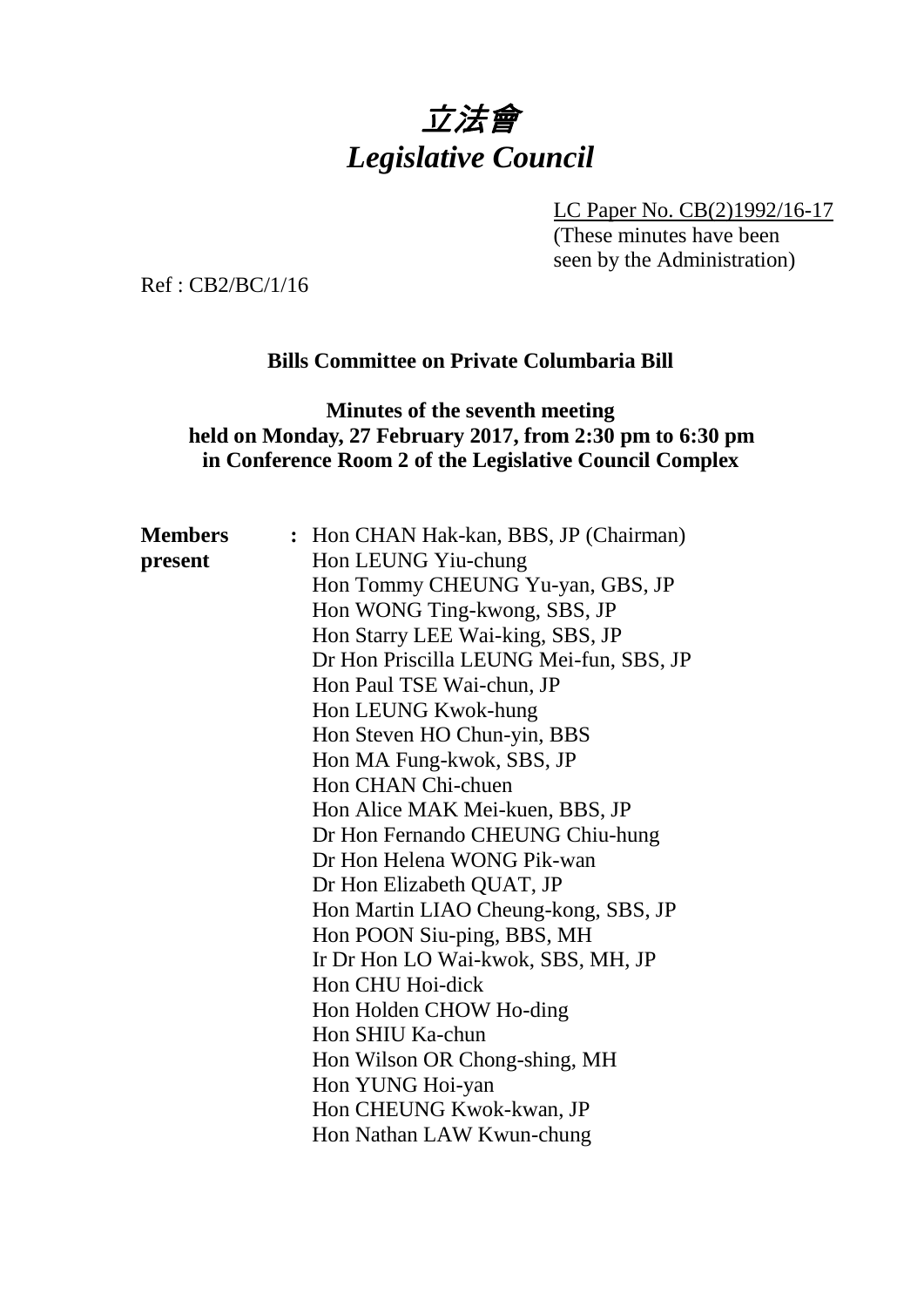# 立法會
# *Legislative Council*

LC Paper No. CB(2)1992/16-17
(These minutes have been seen by the Administration)

Ref : CB2/BC/1/16

**Bills Committee on Private Columbaria Bill**

**Minutes of the seventh meeting held on Monday, 27 February 2017, from 2:30 pm to 6:30 pm in Conference Room 2 of the Legislative Council Complex**

| | |
|---|---|
| **Members present** | **:** Hon CHAN Hak-kan, BBS, JP (Chairman) |
| | Hon LEUNG Yiu-chung |
| | Hon Tommy CHEUNG Yu-yan, GBS, JP |
| | Hon WONG Ting-kwong, SBS, JP |
| | Hon Starry LEE Wai-king, SBS, JP |
| | Dr Hon Priscilla LEUNG Mei-fun, SBS, JP |
| | Hon Paul TSE Wai-chun, JP |
| | Hon LEUNG Kwok-hung |
| | Hon Steven HO Chun-yin, BBS |
| | Hon MA Fung-kwok, SBS, JP |
| | Hon CHAN Chi-chuen |
| | Hon Alice MAK Mei-kuen, BBS, JP |
| | Dr Hon Fernando CHEUNG Chiu-hung |
| | Dr Hon Helena WONG Pik-wan |
| | Dr Hon Elizabeth QUAT, JP |
| | Hon Martin LIAO Cheung-kong, SBS, JP |
| | Hon POON Siu-ping, BBS, MH |
| | Ir Dr Hon LO Wai-kwok, SBS, MH, JP |
| | Hon CHU Hoi-dick |
| | Hon Holden CHOW Ho-ding |
| | Hon SHIU Ka-chun |
| | Hon Wilson OR Chong-shing, MH |
| | Hon YUNG Hoi-yan |
| | Hon CHEUNG Kwok-kwan, JP |
| | Hon Nathan LAW Kwun-chung |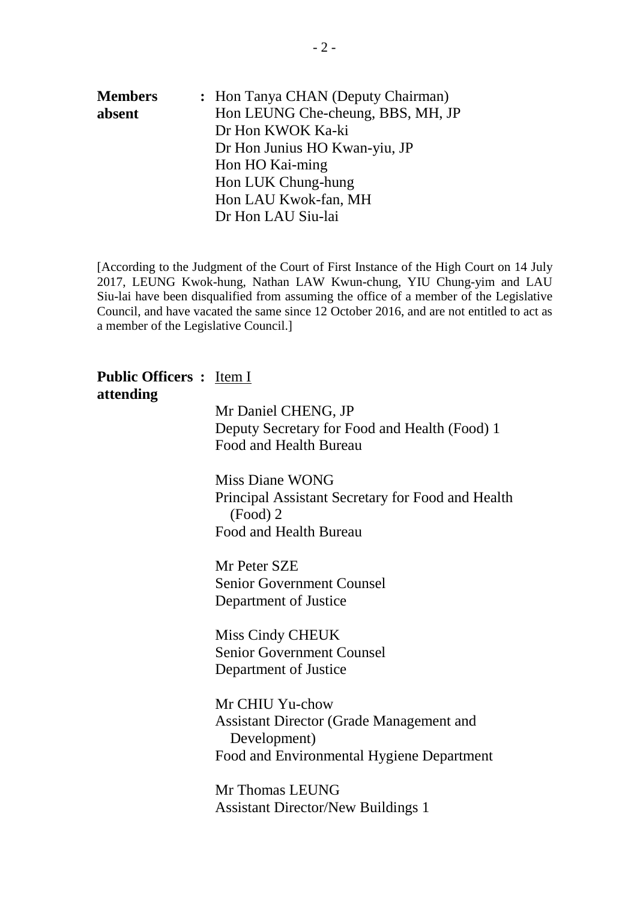**Members absent** : Hon Tanya CHAN (Deputy Chairman)
Hon LEUNG Che-cheung, BBS, MH, JP
Dr Hon KWOK Ka-ki
Dr Hon Junius HO Kwan-yiu, JP
Hon HO Kai-ming
Hon LUK Chung-hung
Hon LAU Kwok-fan, MH
Dr Hon LAU Siu-lai

[According to the Judgment of the Court of First Instance of the High Court on 14 July 2017, LEUNG Kwok-hung, Nathan LAW Kwun-chung, YIU Chung-yim and LAU Siu-lai have been disqualified from assuming the office of a member of the Legislative Council, and have vacated the same since 12 October 2016, and are not entitled to act as a member of the Legislative Council.]

**Public Officers attending** : Item I

Mr Daniel CHENG, JP
Deputy Secretary for Food and Health (Food) 1
Food and Health Bureau

Miss Diane WONG
Principal Assistant Secretary for Food and Health (Food) 2
Food and Health Bureau

Mr Peter SZE
Senior Government Counsel
Department of Justice

Miss Cindy CHEUK
Senior Government Counsel
Department of Justice

Mr CHIU Yu-chow
Assistant Director (Grade Management and Development)
Food and Environmental Hygiene Department

Mr Thomas LEUNG
Assistant Director/New Buildings 1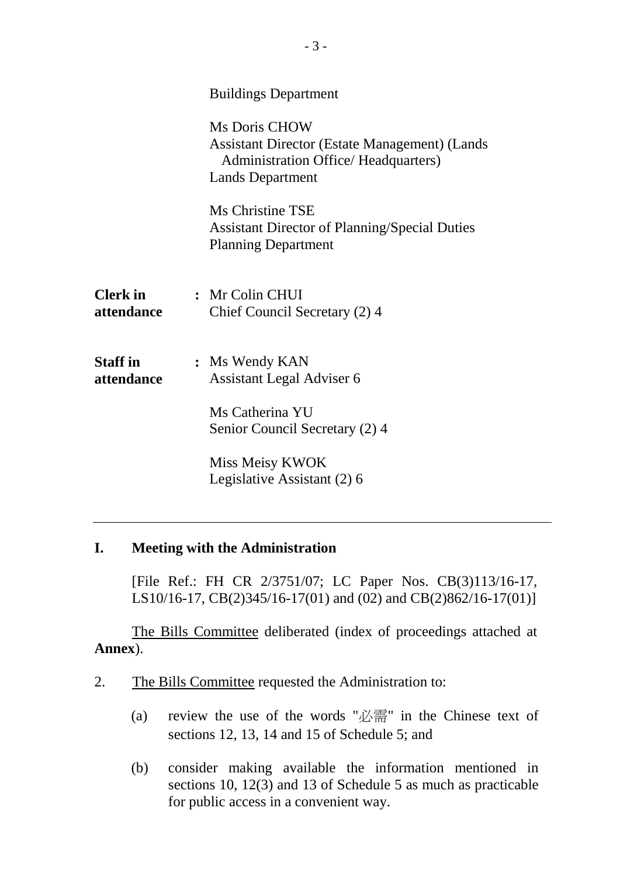Buildings Department

Ms Doris CHOW
Assistant Director (Estate Management) (Lands Administration Office/ Headquarters)
Lands Department

Ms Christine TSE
Assistant Director of Planning/Special Duties
Planning Department

**Clerk in attendance** : Mr Colin CHUI
Chief Council Secretary (2) 4

**Staff in attendance** : Ms Wendy KAN
Assistant Legal Adviser 6

Ms Catherina YU
Senior Council Secretary (2) 4

Miss Meisy KWOK
Legislative Assistant (2) 6

---

## I. Meeting with the Administration

[File Ref.: FH CR 2/3751/07; LC Paper Nos. CB(3)113/16-17, LS10/16-17, CB(2)345/16-17(01) and (02) and CB(2)862/16-17(01)]

The Bills Committee deliberated (index of proceedings attached at **Annex**).

2. The Bills Committee requested the Administration to:

(a) review the use of the words "必需" in the Chinese text of sections 12, 13, 14 and 15 of Schedule 5; and

(b) consider making available the information mentioned in sections 10, 12(3) and 13 of Schedule 5 as much as practicable for public access in a convenient way.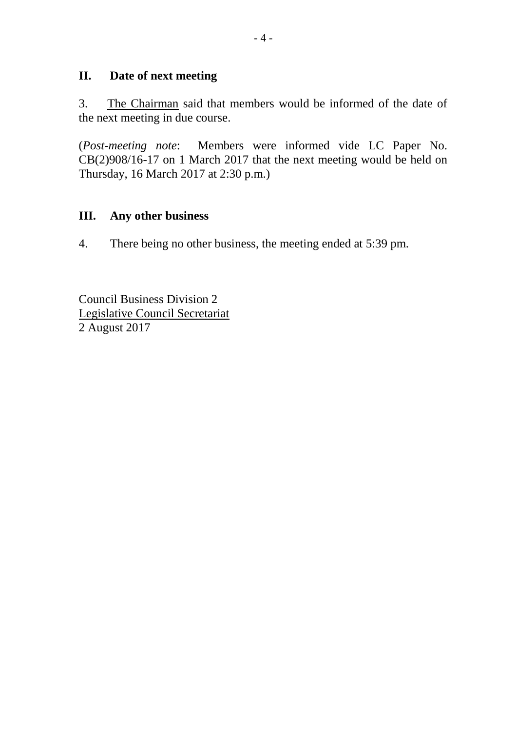## II. Date of next meeting

3. The Chairman said that members would be informed of the date of the next meeting in due course.

(*Post-meeting note*: Members were informed vide LC Paper No. CB(2)908/16-17 on 1 March 2017 that the next meeting would be held on Thursday, 16 March 2017 at 2:30 p.m.)

## III. Any other business

4. There being no other business, the meeting ended at 5:39 pm.

Council Business Division 2
Legislative Council Secretariat
2 August 2017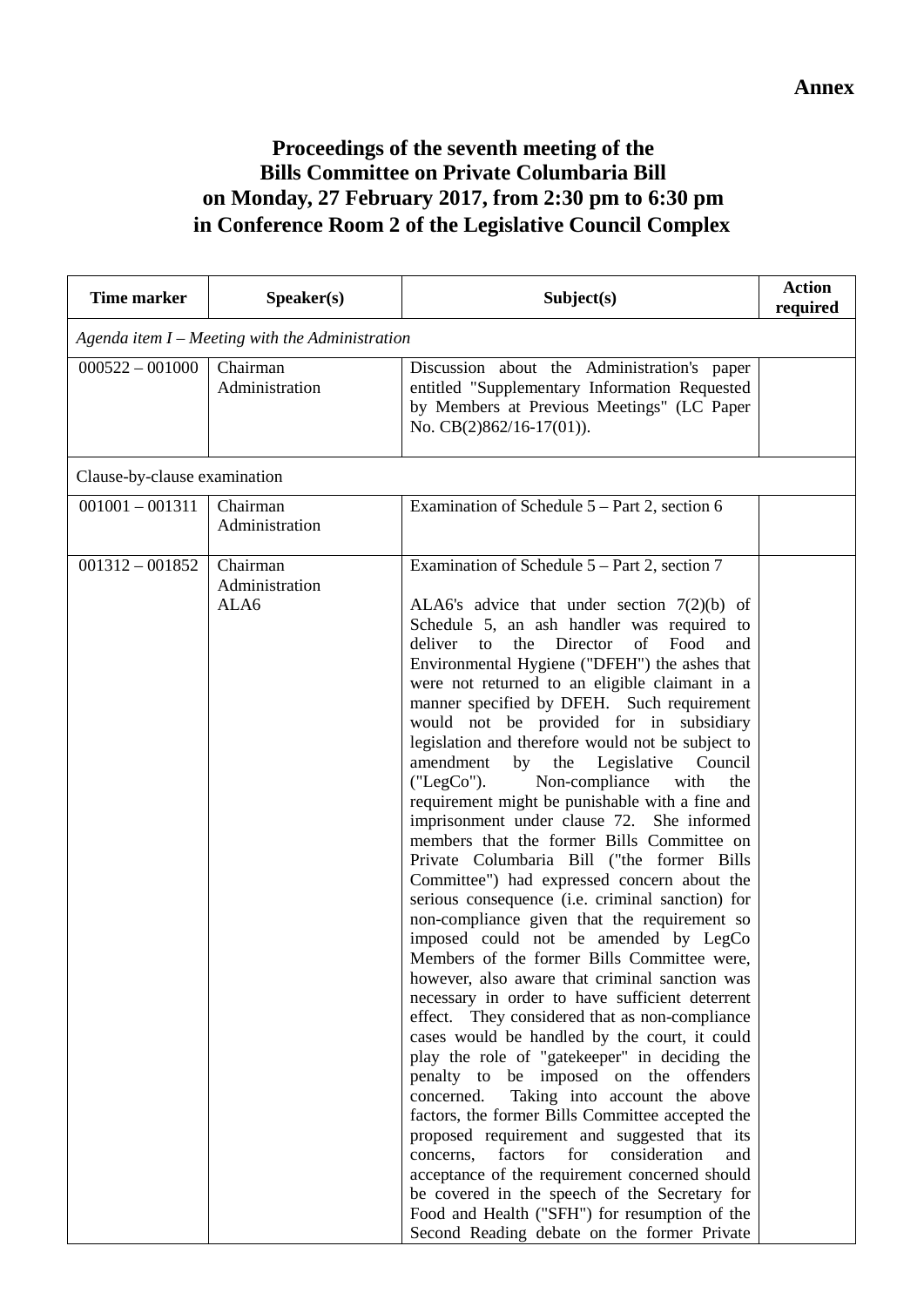**Annex**

# Proceedings of the seventh meeting of the Bills Committee on Private Columbaria Bill on Monday, 27 February 2017, from 2:30 pm to 6:30 pm in Conference Room 2 of the Legislative Council Complex

| Time marker | Speaker(s) | Subject(s) | Action required |
|---|---|---|---|
| *Agenda item I – Meeting with the Administration* | | | |
| 000522 – 001000 | Chairman<br>Administration | Discussion about the Administration's paper entitled "Supplementary Information Requested by Members at Previous Meetings" (LC Paper No. CB(2)862/16-17(01)). | |
| Clause-by-clause examination | | | |
| 001001 – 001311 | Chairman<br>Administration | Examination of Schedule 5 – Part 2, section 6 | |
| 001312 – 001852 | Chairman<br>Administration<br>ALA6 | Examination of Schedule 5 – Part 2, section 7<br><br>ALA6's advice that under section 7(2)(b) of Schedule 5, an ash handler was required to deliver to the Director of Food and Environmental Hygiene ("DFEH") the ashes that were not returned to an eligible claimant in a manner specified by DFEH. Such requirement would not be provided for in subsidiary legislation and therefore would not be subject to amendment by the Legislative Council ("LegCo"). Non-compliance with the requirement might be punishable with a fine and imprisonment under clause 72. She informed members that the former Bills Committee on Private Columbaria Bill ("the former Bills Committee") had expressed concern about the serious consequence (i.e. criminal sanction) for non-compliance given that the requirement so imposed could not be amended by LegCo Members of the former Bills Committee were, however, also aware that criminal sanction was necessary in order to have sufficient deterrent effect. They considered that as non-compliance cases would be handled by the court, it could play the role of "gatekeeper" in deciding the penalty to be imposed on the offenders concerned. Taking into account the above factors, the former Bills Committee accepted the proposed requirement and suggested that its concerns, factors for consideration and acceptance of the requirement concerned should be covered in the speech of the Secretary for Food and Health ("SFH") for resumption of the Second Reading debate on the former Private | |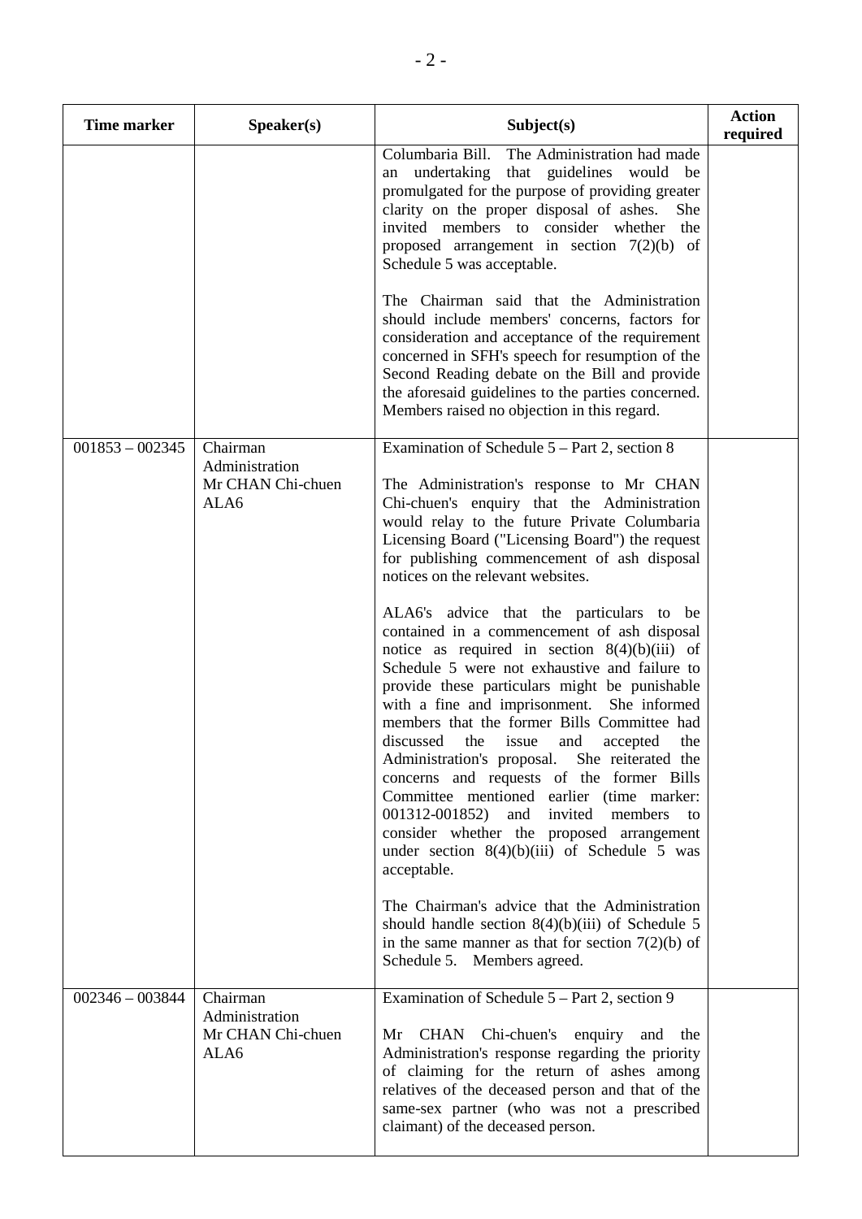| Time marker | Speaker(s) | Subject(s) | Action required |
|---|---|---|---|
| | | Columbaria Bill. The Administration had made an undertaking that guidelines would be promulgated for the purpose of providing greater clarity on the proper disposal of ashes. She invited members to consider whether the proposed arrangement in section 7(2)(b) of Schedule 5 was acceptable.<br><br>The Chairman said that the Administration should include members' concerns, factors for consideration and acceptance of the requirement concerned in SFH's speech for resumption of the Second Reading debate on the Bill and provide the aforesaid guidelines to the parties concerned. Members raised no objection in this regard. | |
| 001853 – 002345 | Chairman<br>Administration<br>Mr CHAN Chi-chuen<br>ALA6 | Examination of Schedule 5 – Part 2, section 8<br><br>The Administration's response to Mr CHAN Chi-chuen's enquiry that the Administration would relay to the future Private Columbaria Licensing Board ("Licensing Board") the request for publishing commencement of ash disposal notices on the relevant websites.<br><br>ALA6's advice that the particulars to be contained in a commencement of ash disposal notice as required in section 8(4)(b)(iii) of Schedule 5 were not exhaustive and failure to provide these particulars might be punishable with a fine and imprisonment. She informed members that the former Bills Committee had discussed the issue and accepted the Administration's proposal. She reiterated the concerns and requests of the former Bills Committee mentioned earlier (time marker: 001312-001852) and invited members to consider whether the proposed arrangement under section 8(4)(b)(iii) of Schedule 5 was acceptable.<br><br>The Chairman's advice that the Administration should handle section 8(4)(b)(iii) of Schedule 5 in the same manner as that for section 7(2)(b) of Schedule 5. Members agreed. | |
| 002346 – 003844 | Chairman<br>Administration<br>Mr CHAN Chi-chuen<br>ALA6 | Examination of Schedule 5 – Part 2, section 9<br><br>Mr CHAN Chi-chuen's enquiry and the Administration's response regarding the priority of claiming for the return of ashes among relatives of the deceased person and that of the same-sex partner (who was not a prescribed claimant) of the deceased person. | |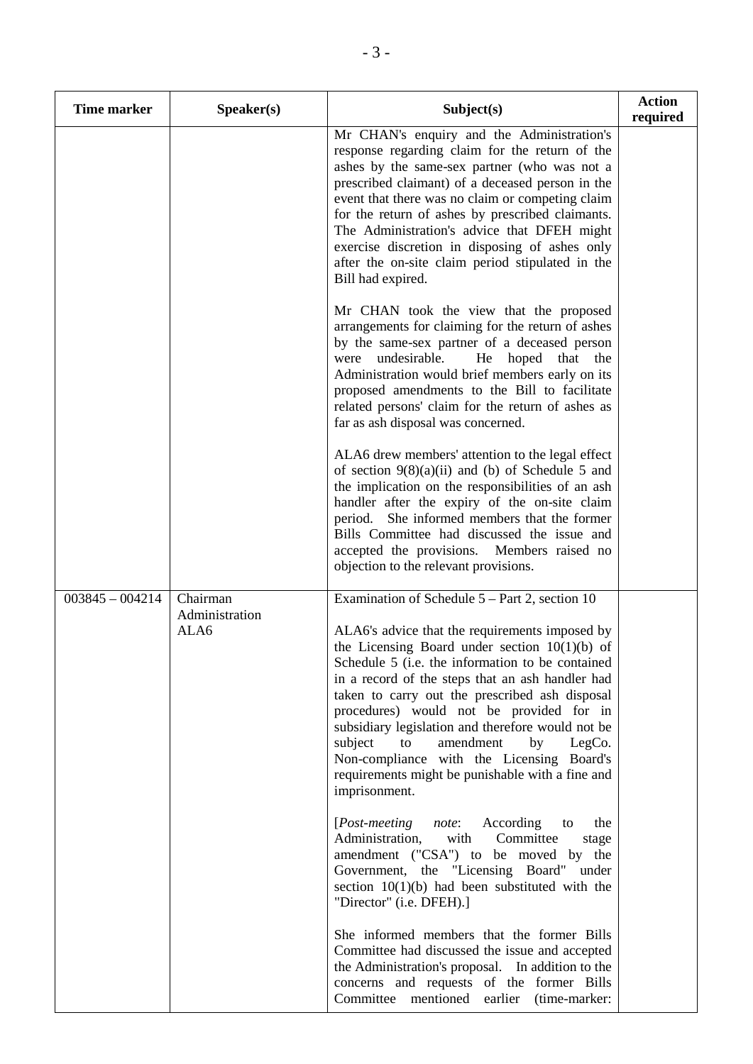| Time marker | Speaker(s) | Subject(s) | Action required |
|---|---|---|---|
| | | Mr CHAN's enquiry and the Administration's response regarding claim for the return of the ashes by the same-sex partner (who was not a prescribed claimant) of a deceased person in the event that there was no claim or competing claim for the return of ashes by prescribed claimants. The Administration's advice that DFEH might exercise discretion in disposing of ashes only after the on-site claim period stipulated in the Bill had expired.<br><br>Mr CHAN took the view that the proposed arrangements for claiming for the return of ashes by the same-sex partner of a deceased person were undesirable. He hoped that the Administration would brief members early on its proposed amendments to the Bill to facilitate related persons' claim for the return of ashes as far as ash disposal was concerned.<br><br>ALA6 drew members' attention to the legal effect of section 9(8)(a)(ii) and (b) of Schedule 5 and the implication on the responsibilities of an ash handler after the expiry of the on-site claim period. She informed members that the former Bills Committee had discussed the issue and accepted the provisions. Members raised no objection to the relevant provisions. | |
| 003845 – 004214 | Chairman<br>Administration<br>ALA6 | Examination of Schedule 5 – Part 2, section 10<br><br>ALA6's advice that the requirements imposed by the Licensing Board under section 10(1)(b) of Schedule 5 (i.e. the information to be contained in a record of the steps that an ash handler had taken to carry out the prescribed ash disposal procedures) would not be provided for in subsidiary legislation and therefore would not be subject to amendment by LegCo. Non-compliance with the Licensing Board's requirements might be punishable with a fine and imprisonment.<br><br>[*Post-meeting note*: According to the Administration, with Committee stage amendment ("CSA") to be moved by the Government, the "Licensing Board" under section 10(1)(b) had been substituted with the "Director" (i.e. DFEH).]<br><br>She informed members that the former Bills Committee had discussed the issue and accepted the Administration's proposal. In addition to the concerns and requests of the former Bills Committee mentioned earlier (time-marker: | |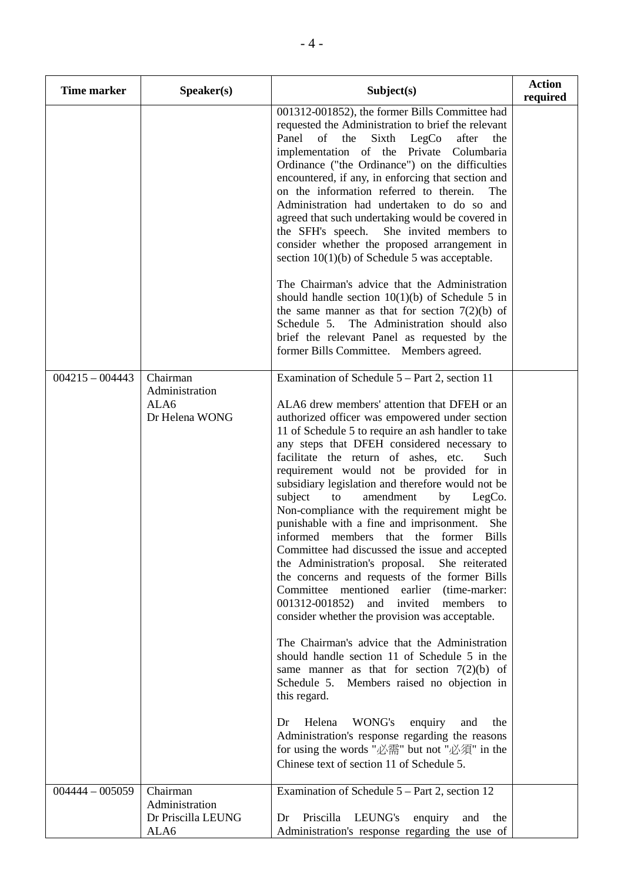| Time marker | Speaker(s) | Subject(s) | Action required |
|---|---|---|---|
| | | 001312-001852), the former Bills Committee had requested the Administration to brief the relevant Panel of the Sixth LegCo after the implementation of the Private Columbaria Ordinance ("the Ordinance") on the difficulties encountered, if any, in enforcing that section and on the information referred to therein. The Administration had undertaken to do so and agreed that such undertaking would be covered in the SFH's speech. She invited members to consider whether the proposed arrangement in section 10(1)(b) of Schedule 5 was acceptable.<br><br>The Chairman's advice that the Administration should handle section 10(1)(b) of Schedule 5 in the same manner as that for section 7(2)(b) of Schedule 5. The Administration should also brief the relevant Panel as requested by the former Bills Committee. Members agreed. | |
| 004215 – 004443 | Chairman<br>Administration<br>ALA6<br>Dr Helena WONG | Examination of Schedule 5 – Part 2, section 11<br><br>ALA6 drew members' attention that DFEH or an authorized officer was empowered under section 11 of Schedule 5 to require an ash handler to take any steps that DFEH considered necessary to facilitate the return of ashes, etc. Such requirement would not be provided for in subsidiary legislation and therefore would not be subject to amendment by LegCo. Non-compliance with the requirement might be punishable with a fine and imprisonment. She informed members that the former Bills Committee had discussed the issue and accepted the Administration's proposal. She reiterated the concerns and requests of the former Bills Committee mentioned earlier (time-marker: 001312-001852) and invited members to consider whether the provision was acceptable.<br><br>The Chairman's advice that the Administration should handle section 11 of Schedule 5 in the same manner as that for section 7(2)(b) of Schedule 5. Members raised no objection in this regard.<br><br>Dr Helena WONG's enquiry and the Administration's response regarding the reasons for using the words "必需" but not "必須" in the Chinese text of section 11 of Schedule 5. | |
| 004444 – 005059 | Chairman<br>Administration<br>Dr Priscilla LEUNG<br>ALA6 | Examination of Schedule 5 – Part 2, section 12<br><br>Dr Priscilla LEUNG's enquiry and the Administration's response regarding the use of | |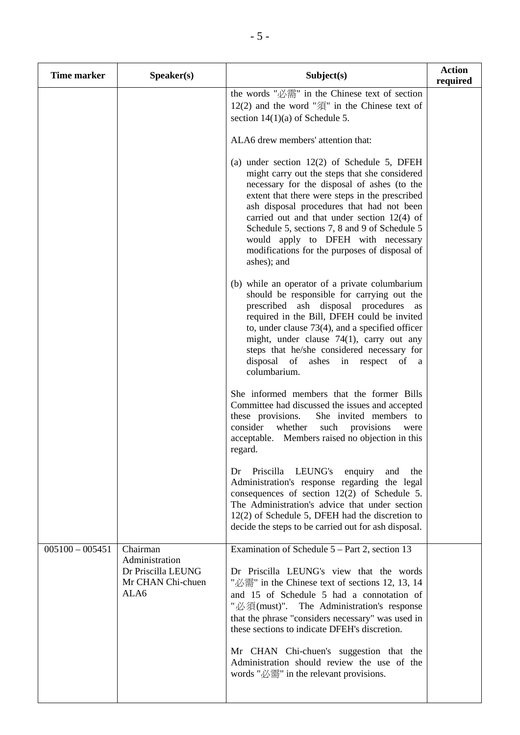| Time marker | Speaker(s) | Subject(s) | Action required |
|---|---|---|---|
| | | the words "必需" in the Chinese text of section 12(2) and the word "須" in the Chinese text of section 14(1)(a) of Schedule 5.<br><br>ALA6 drew members' attention that:<br><br>(a) under section 12(2) of Schedule 5, DFEH might carry out the steps that she considered necessary for the disposal of ashes (to the extent that there were steps in the prescribed ash disposal procedures that had not been carried out and that under section 12(4) of Schedule 5, sections 7, 8 and 9 of Schedule 5 would apply to DFEH with necessary modifications for the purposes of disposal of ashes); and<br><br>(b) while an operator of a private columbarium should be responsible for carrying out the prescribed ash disposal procedures as required in the Bill, DFEH could be invited to, under clause 73(4), and a specified officer might, under clause 74(1), carry out any steps that he/she considered necessary for disposal of ashes in respect of a columbarium.<br><br>She informed members that the former Bills Committee had discussed the issues and accepted these provisions. She invited members to consider whether such provisions were acceptable. Members raised no objection in this regard.<br><br>Dr Priscilla LEUNG's enquiry and the Administration's response regarding the legal consequences of section 12(2) of Schedule 5. The Administration's advice that under section 12(2) of Schedule 5, DFEH had the discretion to decide the steps to be carried out for ash disposal. | |
| 005100 – 005451 | Chairman<br>Administration<br>Dr Priscilla LEUNG<br>Mr CHAN Chi-chuen<br>ALA6 | Examination of Schedule 5 – Part 2, section 13<br><br>Dr Priscilla LEUNG's view that the words "必需" in the Chinese text of sections 12, 13, 14 and 15 of Schedule 5 had a connotation of "必須(must)". The Administration's response that the phrase "considers necessary" was used in these sections to indicate DFEH's discretion.<br><br>Mr CHAN Chi-chuen's suggestion that the Administration should review the use of the words "必需" in the relevant provisions. | |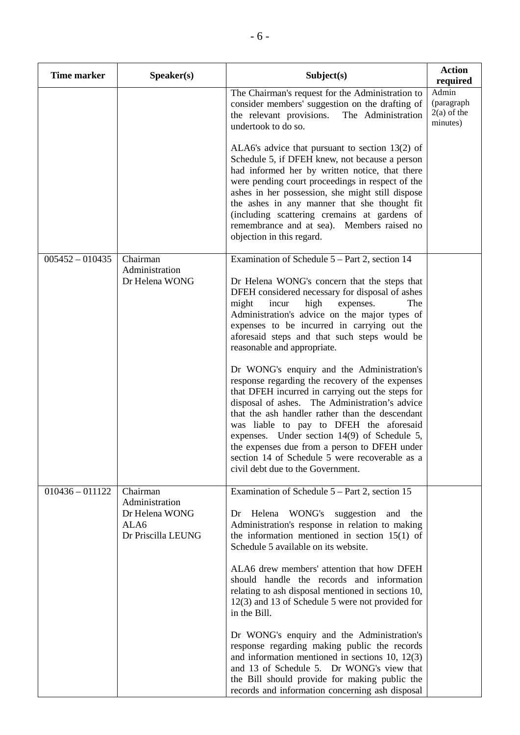| Time marker | Speaker(s) | Subject(s) | Action required |
|---|---|---|---|
| | | The Chairman's request for the Administration to consider members' suggestion on the drafting of the relevant provisions. The Administration undertook to do so.<br><br>ALA6's advice that pursuant to section 13(2) of Schedule 5, if DFEH knew, not because a person had informed her by written notice, that there were pending court proceedings in respect of the ashes in her possession, she might still dispose the ashes in any manner that she thought fit (including scattering cremains at gardens of remembrance and at sea). Members raised no objection in this regard. | Admin (paragraph 2(a) of the minutes) |
| 005452 – 010435 | Chairman<br>Administration<br>Dr Helena WONG | Examination of Schedule 5 – Part 2, section 14<br><br>Dr Helena WONG's concern that the steps that DFEH considered necessary for disposal of ashes might incur high expenses. The Administration's advice on the major types of expenses to be incurred in carrying out the aforesaid steps and that such steps would be reasonable and appropriate.<br><br>Dr WONG's enquiry and the Administration's response regarding the recovery of the expenses that DFEH incurred in carrying out the steps for disposal of ashes. The Administration's advice that the ash handler rather than the descendant was liable to pay to DFEH the aforesaid expenses. Under section 14(9) of Schedule 5, the expenses due from a person to DFEH under section 14 of Schedule 5 were recoverable as a civil debt due to the Government. | |
| 010436 – 011122 | Chairman<br>Administration<br>Dr Helena WONG<br>ALA6<br>Dr Priscilla LEUNG | Examination of Schedule 5 – Part 2, section 15<br><br>Dr Helena WONG's suggestion and the Administration's response in relation to making the information mentioned in section 15(1) of Schedule 5 available on its website.<br><br>ALA6 drew members' attention that how DFEH should handle the records and information relating to ash disposal mentioned in sections 10, 12(3) and 13 of Schedule 5 were not provided for in the Bill.<br><br>Dr WONG's enquiry and the Administration's response regarding making public the records and information mentioned in sections 10, 12(3) and 13 of Schedule 5. Dr WONG's view that the Bill should provide for making public the records and information concerning ash disposal | |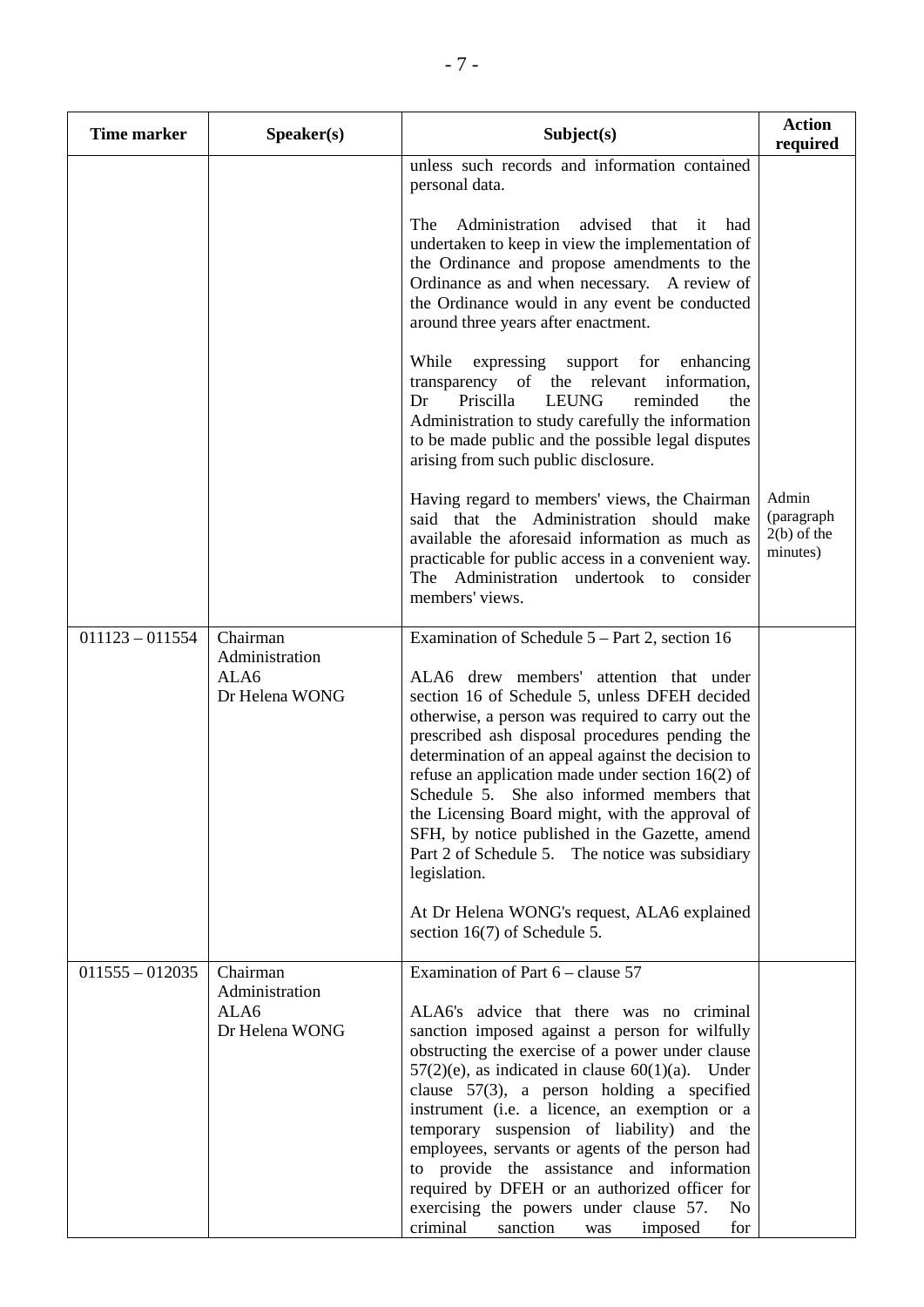| Time marker | Speaker(s) | Subject(s) | Action required |
|---|---|---|---|
| | | unless such records and information contained personal data.<br><br>The Administration advised that it had undertaken to keep in view the implementation of the Ordinance and propose amendments to the Ordinance as and when necessary. A review of the Ordinance would in any event be conducted around three years after enactment.<br><br>While expressing support for enhancing transparency of the relevant information, Dr Priscilla LEUNG reminded the Administration to study carefully the information to be made public and the possible legal disputes arising from such public disclosure.<br><br>Having regard to members' views, the Chairman said that the Administration should make available the aforesaid information as much as practicable for public access in a convenient way. The Administration undertook to consider members' views. | Admin (paragraph 2(b) of the minutes) |
| 011123 – 011554 | Chairman<br>Administration<br>ALA6<br>Dr Helena WONG | Examination of Schedule 5 – Part 2, section 16<br><br>ALA6 drew members' attention that under section 16 of Schedule 5, unless DFEH decided otherwise, a person was required to carry out the prescribed ash disposal procedures pending the determination of an appeal against the decision to refuse an application made under section 16(2) of Schedule 5. She also informed members that the Licensing Board might, with the approval of SFH, by notice published in the Gazette, amend Part 2 of Schedule 5. The notice was subsidiary legislation.<br><br>At Dr Helena WONG's request, ALA6 explained section 16(7) of Schedule 5. | |
| 011555 – 012035 | Chairman<br>Administration<br>ALA6<br>Dr Helena WONG | Examination of Part 6 – clause 57<br><br>ALA6's advice that there was no criminal sanction imposed against a person for wilfully obstructing the exercise of a power under clause 57(2)(e), as indicated in clause 60(1)(a). Under clause 57(3), a person holding a specified instrument (i.e. a licence, an exemption or a temporary suspension of liability) and the employees, servants or agents of the person had to provide the assistance and information required by DFEH or an authorized officer for exercising the powers under clause 57. No criminal sanction was imposed for | |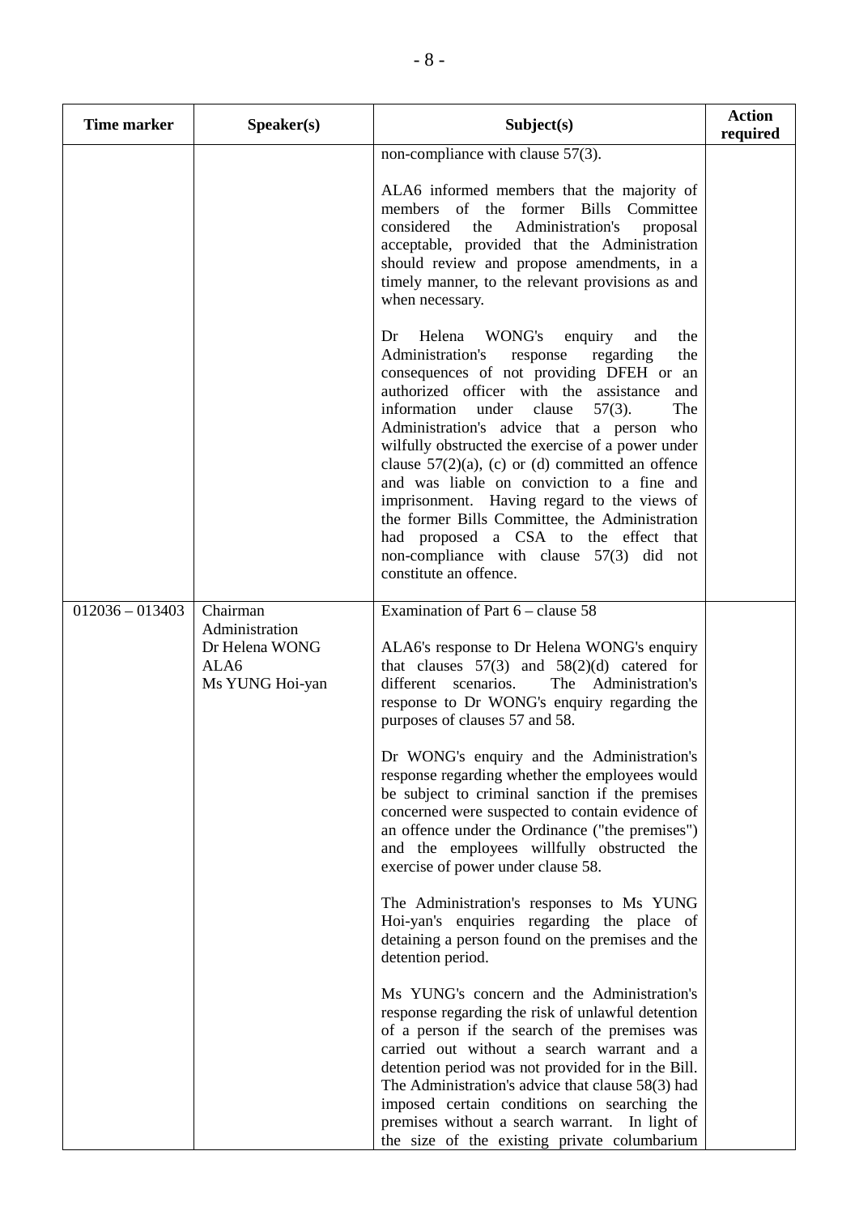| Time marker | Speaker(s) | Subject(s) | Action required |
|---|---|---|---|
| | | non-compliance with clause 57(3).<br><br>ALA6 informed members that the majority of members of the former Bills Committee considered the Administration's proposal acceptable, provided that the Administration should review and propose amendments, in a timely manner, to the relevant provisions as and when necessary.<br><br>Dr Helena WONG's enquiry and the Administration's response regarding the consequences of not providing DFEH or an authorized officer with the assistance and information under clause 57(3). The Administration's advice that a person who wilfully obstructed the exercise of a power under clause 57(2)(a), (c) or (d) committed an offence and was liable on conviction to a fine and imprisonment. Having regard to the views of the former Bills Committee, the Administration had proposed a CSA to the effect that non-compliance with clause 57(3) did not constitute an offence. | |
| 012036 – 013403 | Chairman<br>Administration<br>Dr Helena WONG<br>ALA6<br>Ms YUNG Hoi-yan | Examination of Part 6 – clause 58<br><br>ALA6's response to Dr Helena WONG's enquiry that clauses 57(3) and 58(2)(d) catered for different scenarios. The Administration's response to Dr WONG's enquiry regarding the purposes of clauses 57 and 58.<br><br>Dr WONG's enquiry and the Administration's response regarding whether the employees would be subject to criminal sanction if the premises concerned were suspected to contain evidence of an offence under the Ordinance ("the premises") and the employees willfully obstructed the exercise of power under clause 58.<br><br>The Administration's responses to Ms YUNG Hoi-yan's enquiries regarding the place of detaining a person found on the premises and the detention period.<br><br>Ms YUNG's concern and the Administration's response regarding the risk of unlawful detention of a person if the search of the premises was carried out without a search warrant and a detention period was not provided for in the Bill. The Administration's advice that clause 58(3) had imposed certain conditions on searching the premises without a search warrant. In light of the size of the existing private columbarium | |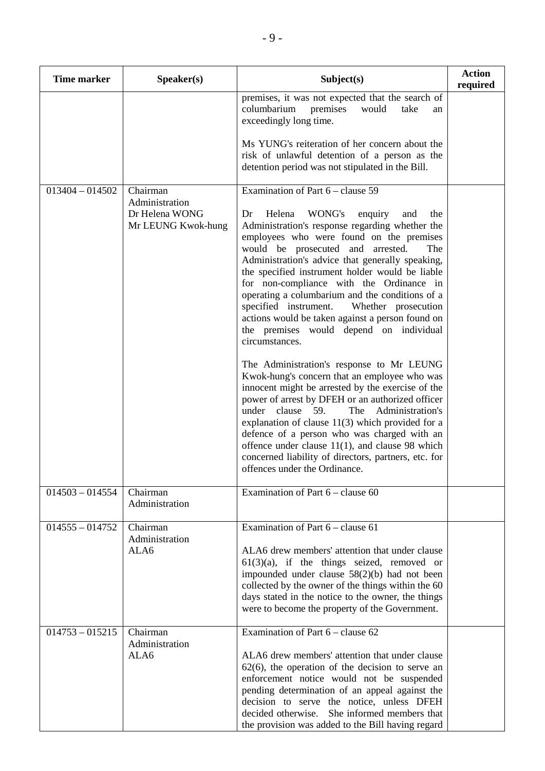| Time marker | Speaker(s) | Subject(s) | Action required |
|---|---|---|---|
| | | premises, it was not expected that the search of columbarium premises would take an exceedingly long time.<br><br>Ms YUNG's reiteration of her concern about the risk of unlawful detention of a person as the detention period was not stipulated in the Bill. | |
| 013404 – 014502 | Chairman<br>Administration<br>Dr Helena WONG<br>Mr LEUNG Kwok-hung | Examination of Part 6 – clause 59<br><br>Dr Helena WONG's enquiry and the Administration's response regarding whether the employees who were found on the premises would be prosecuted and arrested. The Administration's advice that generally speaking, the specified instrument holder would be liable for non-compliance with the Ordinance in operating a columbarium and the conditions of a specified instrument. Whether prosecution actions would be taken against a person found on the premises would depend on individual circumstances.<br><br>The Administration's response to Mr LEUNG Kwok-hung's concern that an employee who was innocent might be arrested by the exercise of the power of arrest by DFEH or an authorized officer under clause 59. The Administration's explanation of clause 11(3) which provided for a defence of a person who was charged with an offence under clause 11(1), and clause 98 which concerned liability of directors, partners, etc. for offences under the Ordinance. | |
| 014503 – 014554 | Chairman<br>Administration | Examination of Part 6 – clause 60 | |
| 014555 – 014752 | Chairman<br>Administration<br>ALA6 | Examination of Part 6 – clause 61<br><br>ALA6 drew members' attention that under clause 61(3)(a), if the things seized, removed or impounded under clause 58(2)(b) had not been collected by the owner of the things within the 60 days stated in the notice to the owner, the things were to become the property of the Government. | |
| 014753 – 015215 | Chairman<br>Administration<br>ALA6 | Examination of Part 6 – clause 62<br><br>ALA6 drew members' attention that under clause 62(6), the operation of the decision to serve an enforcement notice would not be suspended pending determination of an appeal against the decision to serve the notice, unless DFEH decided otherwise. She informed members that the provision was added to the Bill having regard | |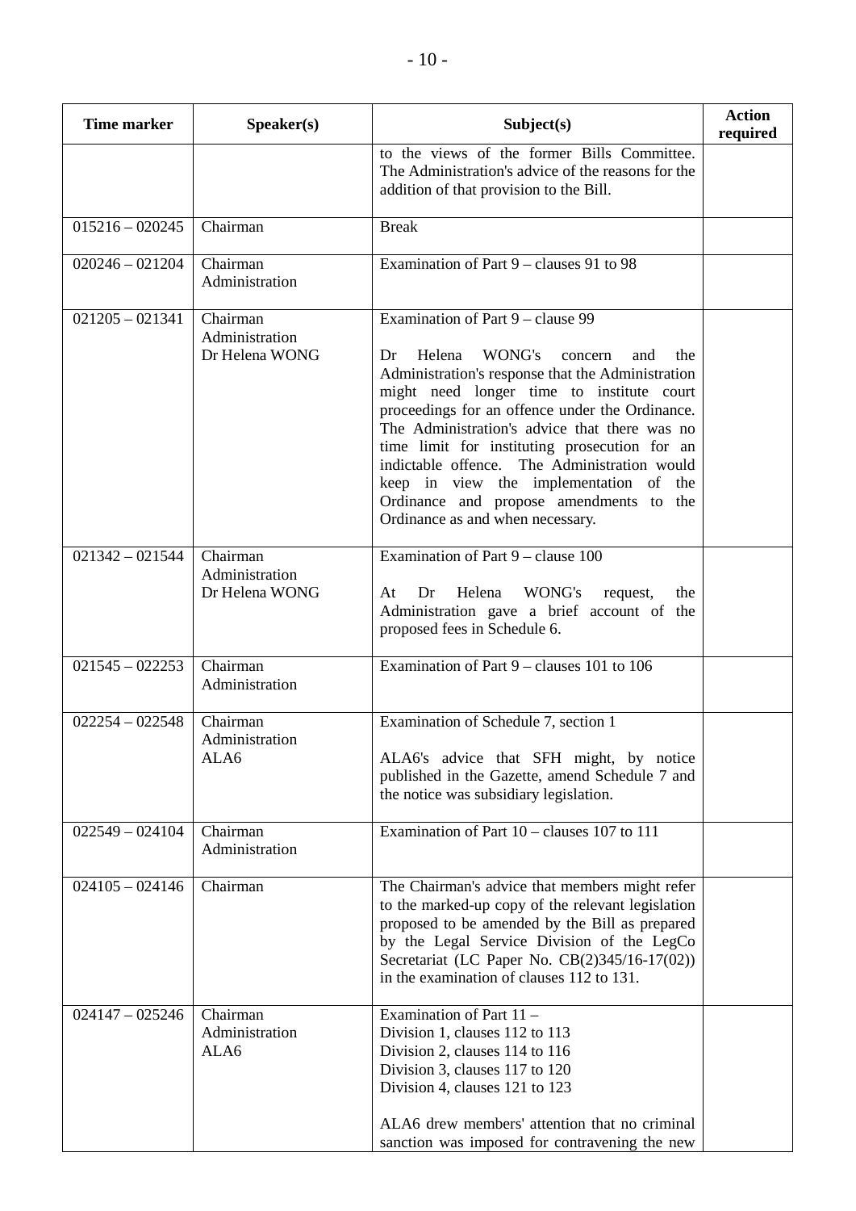| Time marker | Speaker(s) | Subject(s) | Action required |
|---|---|---|---|
| | | to the views of the former Bills Committee. The Administration's advice of the reasons for the addition of that provision to the Bill. | |
| 015216 – 020245 | Chairman | Break | |
| 020246 – 021204 | Chairman<br>Administration | Examination of Part 9 – clauses 91 to 98 | |
| 021205 – 021341 | Chairman<br>Administration<br>Dr Helena WONG | Examination of Part 9 – clause 99<br><br>Dr Helena WONG's concern and the Administration's response that the Administration might need longer time to institute court proceedings for an offence under the Ordinance. The Administration's advice that there was no time limit for instituting prosecution for an indictable offence. The Administration would keep in view the implementation of the Ordinance and propose amendments to the Ordinance as and when necessary. | |
| 021342 – 021544 | Chairman<br>Administration<br>Dr Helena WONG | Examination of Part 9 – clause 100<br><br>At Dr Helena WONG's request, the Administration gave a brief account of the proposed fees in Schedule 6. | |
| 021545 – 022253 | Chairman<br>Administration | Examination of Part 9 – clauses 101 to 106 | |
| 022254 – 022548 | Chairman<br>Administration<br>ALA6 | Examination of Schedule 7, section 1<br><br>ALA6's advice that SFH might, by notice published in the Gazette, amend Schedule 7 and the notice was subsidiary legislation. | |
| 022549 – 024104 | Chairman<br>Administration | Examination of Part 10 – clauses 107 to 111 | |
| 024105 – 024146 | Chairman | The Chairman's advice that members might refer to the marked-up copy of the relevant legislation proposed to be amended by the Bill as prepared by the Legal Service Division of the LegCo Secretariat (LC Paper No. CB(2)345/16-17(02)) in the examination of clauses 112 to 131. | |
| 024147 – 025246 | Chairman<br>Administration<br>ALA6 | Examination of Part 11 –<br>Division 1, clauses 112 to 113<br>Division 2, clauses 114 to 116<br>Division 3, clauses 117 to 120<br>Division 4, clauses 121 to 123<br><br>ALA6 drew members' attention that no criminal sanction was imposed for contravening the new | |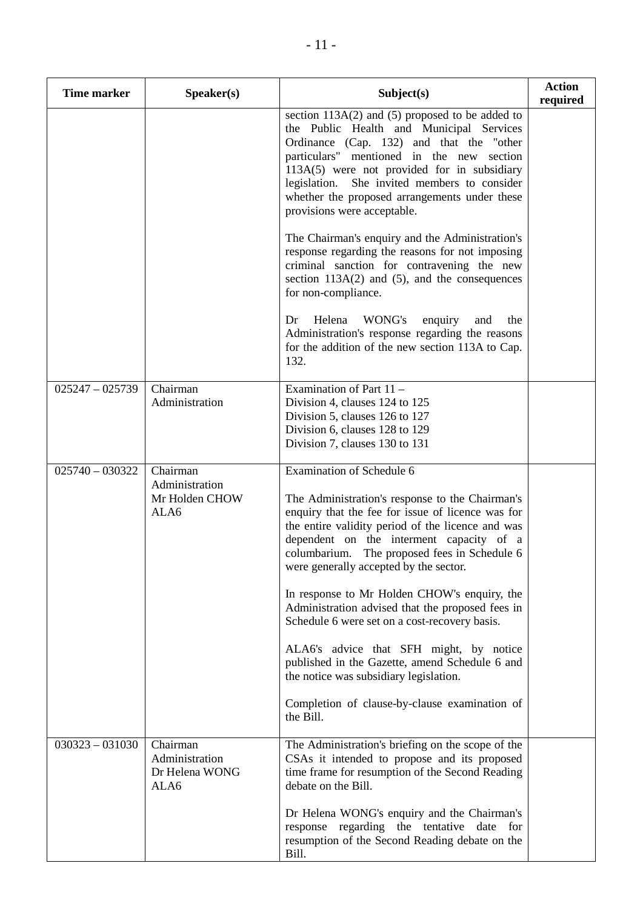| Time marker | Speaker(s) | Subject(s) | Action required |
|---|---|---|---|
| | | section 113A(2) and (5) proposed to be added to the Public Health and Municipal Services Ordinance (Cap. 132) and that the "other particulars" mentioned in the new section 113A(5) were not provided for in subsidiary legislation. She invited members to consider whether the proposed arrangements under these provisions were acceptable.<br><br>The Chairman's enquiry and the Administration's response regarding the reasons for not imposing criminal sanction for contravening the new section 113A(2) and (5), and the consequences for non-compliance.<br><br>Dr Helena WONG's enquiry and the Administration's response regarding the reasons for the addition of the new section 113A to Cap. 132. | |
| 025247 – 025739 | Chairman<br>Administration | Examination of Part 11 –<br>Division 4, clauses 124 to 125<br>Division 5, clauses 126 to 127<br>Division 6, clauses 128 to 129<br>Division 7, clauses 130 to 131 | |
| 025740 – 030322 | Chairman<br>Administration<br>Mr Holden CHOW<br>ALA6 | Examination of Schedule 6<br><br>The Administration's response to the Chairman's enquiry that the fee for issue of licence was for the entire validity period of the licence and was dependent on the interment capacity of a columbarium. The proposed fees in Schedule 6 were generally accepted by the sector.<br><br>In response to Mr Holden CHOW's enquiry, the Administration advised that the proposed fees in Schedule 6 were set on a cost-recovery basis.<br><br>ALA6's advice that SFH might, by notice published in the Gazette, amend Schedule 6 and the notice was subsidiary legislation.<br><br>Completion of clause-by-clause examination of the Bill. | |
| 030323 – 031030 | Chairman<br>Administration<br>Dr Helena WONG<br>ALA6 | The Administration's briefing on the scope of the CSAs it intended to propose and its proposed time frame for resumption of the Second Reading debate on the Bill.<br><br>Dr Helena WONG's enquiry and the Chairman's response regarding the tentative date for resumption of the Second Reading debate on the Bill. | |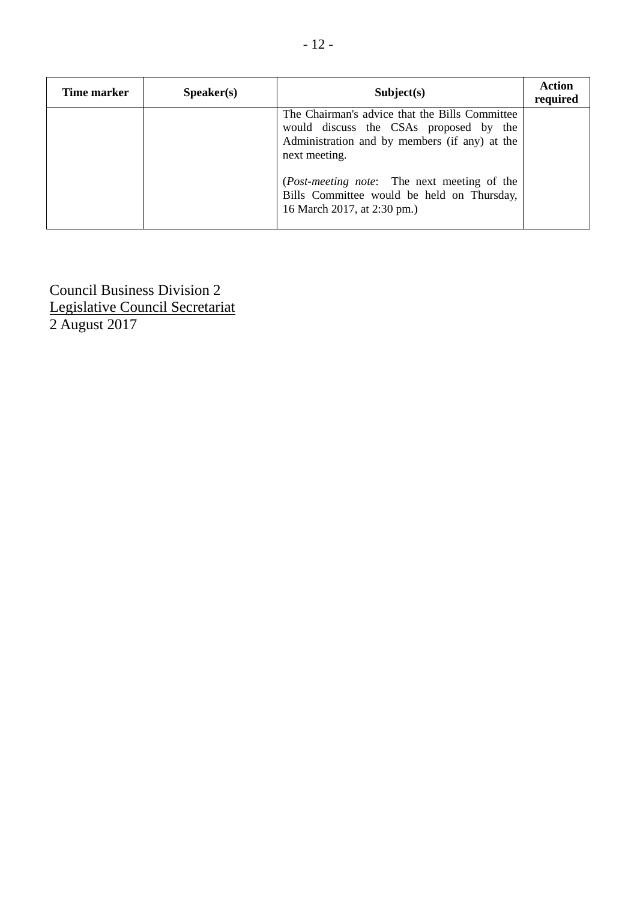| Time marker | Speaker(s) | Subject(s) | Action required |
|---|---|---|---|
| | | The Chairman's advice that the Bills Committee would discuss the CSAs proposed by the Administration and by members (if any) at the next meeting.<br><br>(*Post-meeting note*: The next meeting of the Bills Committee would be held on Thursday, 16 March 2017, at 2:30 pm.) | |

Council Business Division 2
Legislative Council Secretariat
2 August 2017